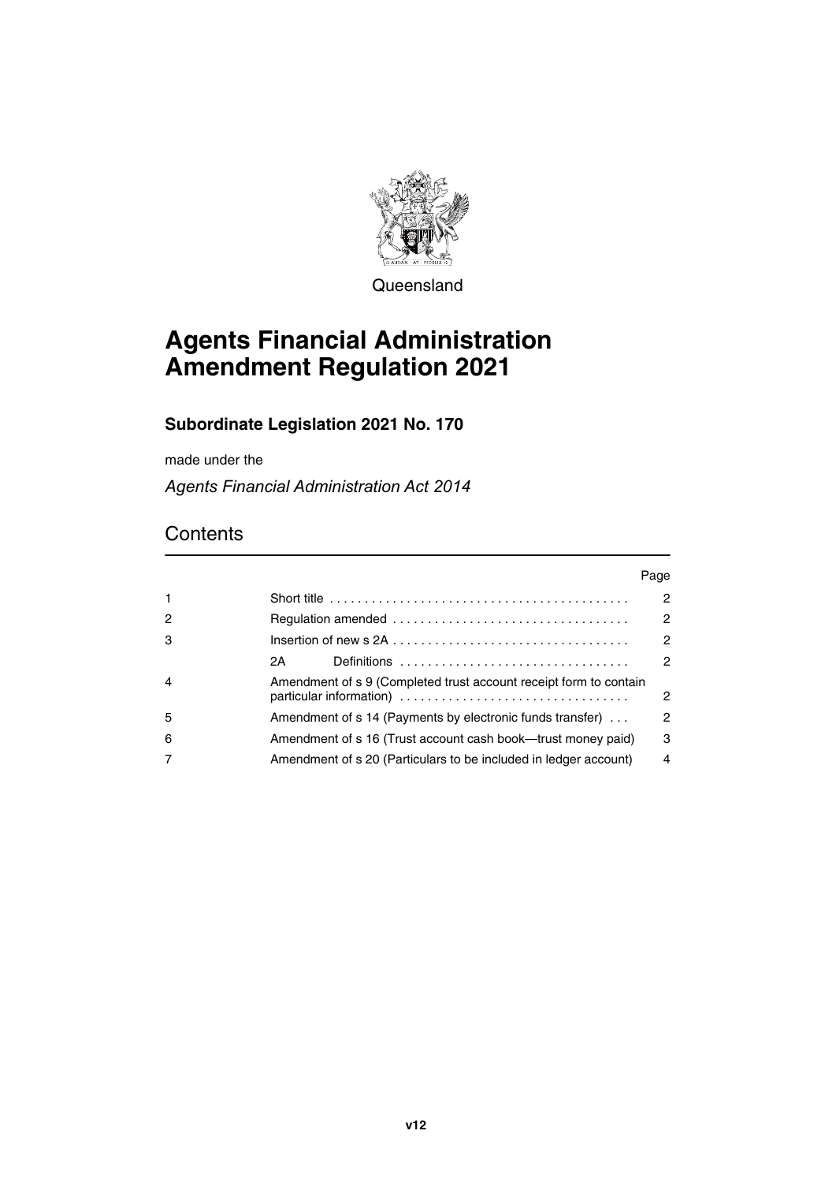Queensland

# Agents Financial Administration Amendment Regulation 2021

## Subordinate Legislation 2021 No. 170

made under the

*Agents Financial Administration Act 2014*

## Contents

| | | Page |
|---|---|---|
| 1 | Short title | 2 |
| 2 | Regulation amended | 2 |
| 3 | Insertion of new s 2A | 2 |
| | 2A Definitions | 2 |
| 4 | Amendment of s 9 (Completed trust account receipt form to contain particular information) | 2 |
| 5 | Amendment of s 14 (Payments by electronic funds transfer) | 2 |
| 6 | Amendment of s 16 (Trust account cash book—trust money paid) | 3 |
| 7 | Amendment of s 20 (Particulars to be included in ledger account) | 4 |

**v12**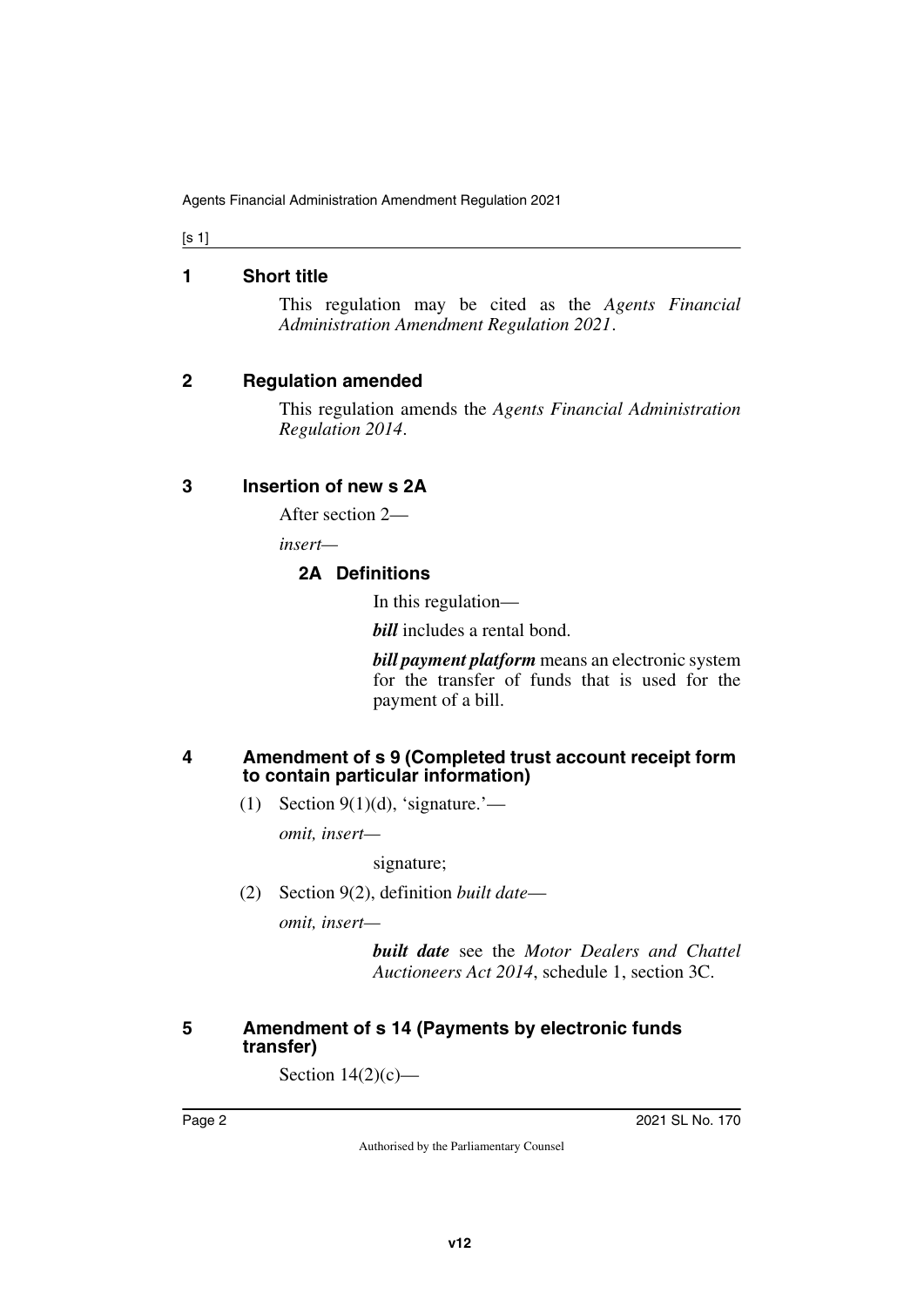## 1 Short title

This regulation may be cited as the *Agents Financial Administration Amendment Regulation 2021*.

## 2 Regulation amended

This regulation amends the *Agents Financial Administration Regulation 2014*.

## 3 Insertion of new s 2A

After section 2—

*insert—*

### 2A Definitions

In this regulation—

***bill*** includes a rental bond.

***bill payment platform*** means an electronic system for the transfer of funds that is used for the payment of a bill.

## 4 Amendment of s 9 (Completed trust account receipt form to contain particular information)

(1) Section 9(1)(d), 'signature.'—

*omit, insert—*

signature;

(2) Section 9(2), definition *built date*—

*omit, insert—*

***built date*** see the *Motor Dealers and Chattel Auctioneers Act 2014*, schedule 1, section 3C.

## 5 Amendment of s 14 (Payments by electronic funds transfer)

Section 14(2)(c)—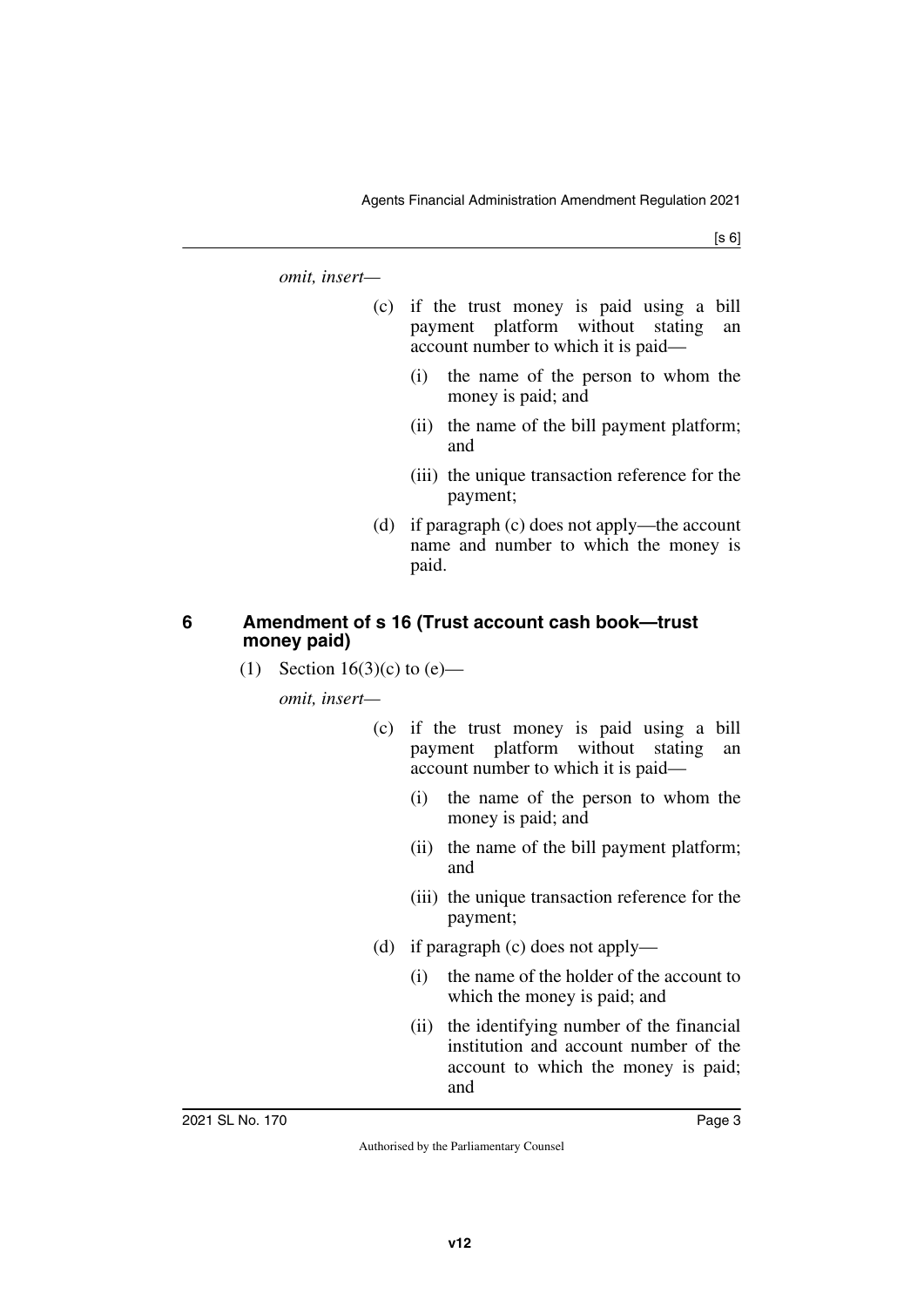*omit, insert—*

(c) if the trust money is paid using a bill payment platform without stating an account number to which it is paid—

(i) the name of the person to whom the money is paid; and

(ii) the name of the bill payment platform; and

(iii) the unique transaction reference for the payment;

(d) if paragraph (c) does not apply—the account name and number to which the money is paid.

## 6 Amendment of s 16 (Trust account cash book—trust money paid)

(1) Section 16(3)(c) to (e)—

*omit, insert—*

(c) if the trust money is paid using a bill payment platform without stating an account number to which it is paid—

(i) the name of the person to whom the money is paid; and

(ii) the name of the bill payment platform; and

(iii) the unique transaction reference for the payment;

(d) if paragraph (c) does not apply—

(i) the name of the holder of the account to which the money is paid; and

(ii) the identifying number of the financial institution and account number of the account to which the money is paid; and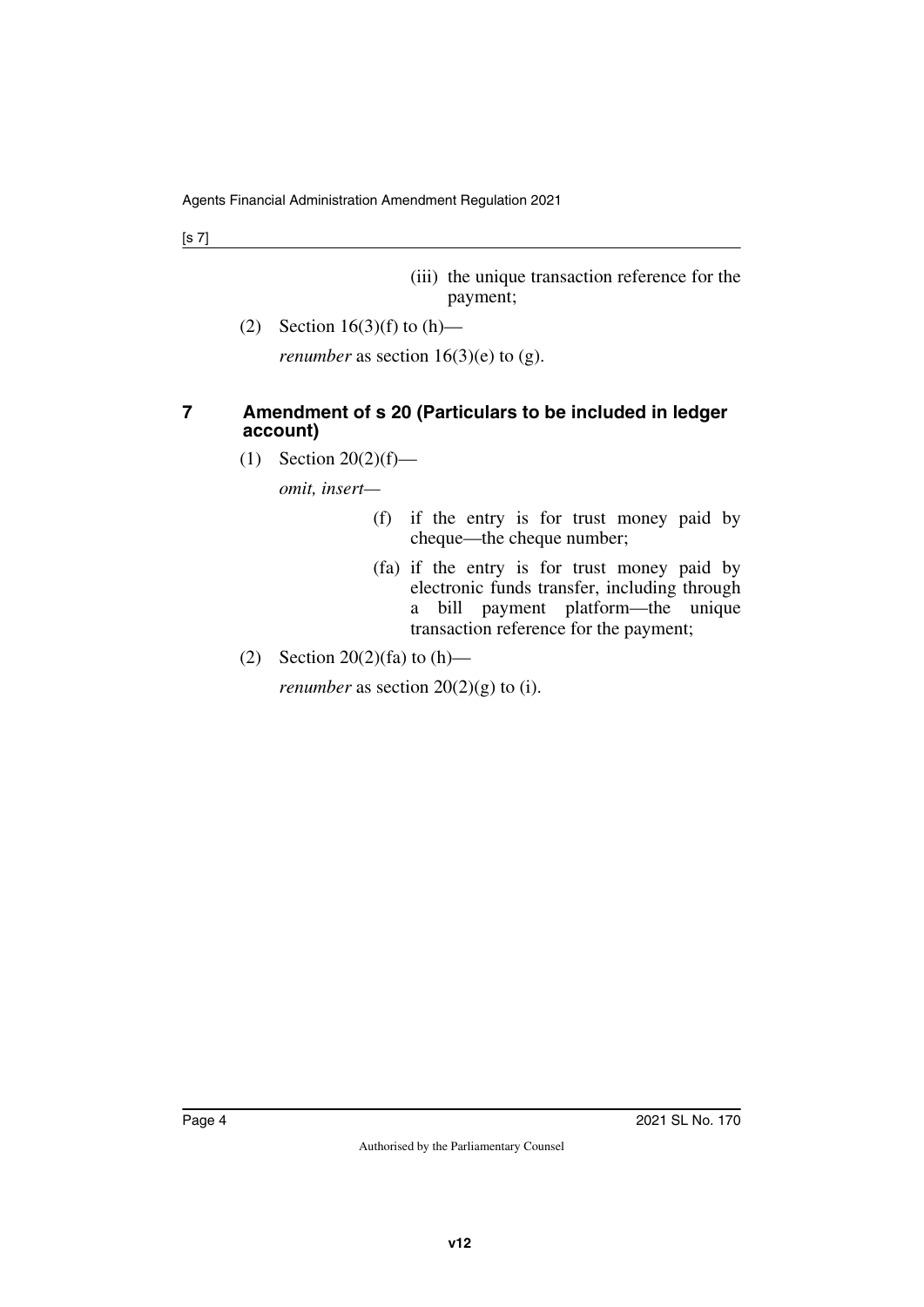(iii) the unique transaction reference for the payment;

(2) Section 16(3)(f) to (h)—

*renumber* as section 16(3)(e) to (g).

## 7 Amendment of s 20 (Particulars to be included in ledger account)

(1) Section 20(2)(f)—

*omit, insert*—

(f) if the entry is for trust money paid by cheque—the cheque number;

(fa) if the entry is for trust money paid by electronic funds transfer, including through a bill payment platform—the unique transaction reference for the payment;

(2) Section 20(2)(fa) to (h)—

*renumber* as section 20(2)(g) to (i).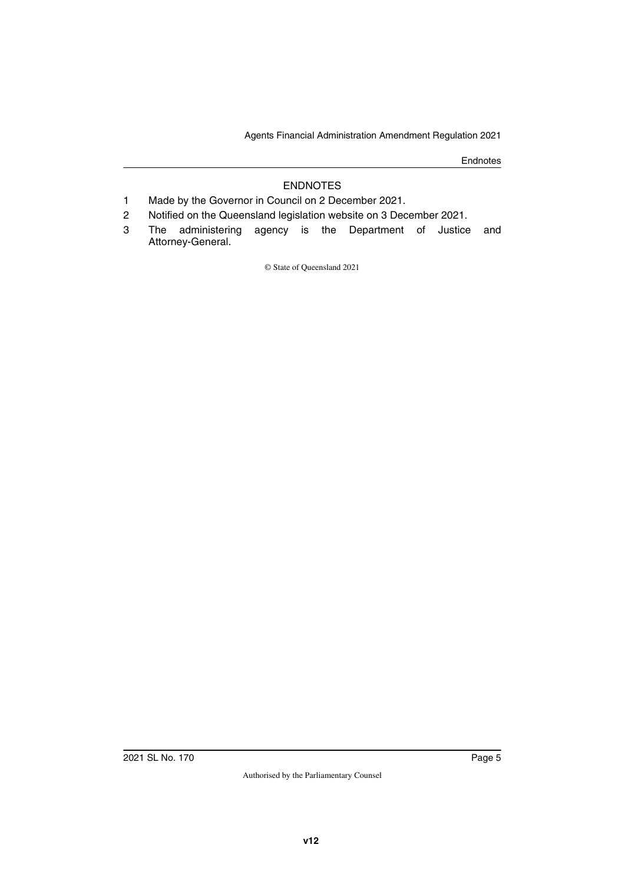## ENDNOTES

1 Made by the Governor in Council on 2 December 2021.

2 Notified on the Queensland legislation website on 3 December 2021.

3 The administering agency is the Department of Justice and Attorney-General.

© State of Queensland 2021